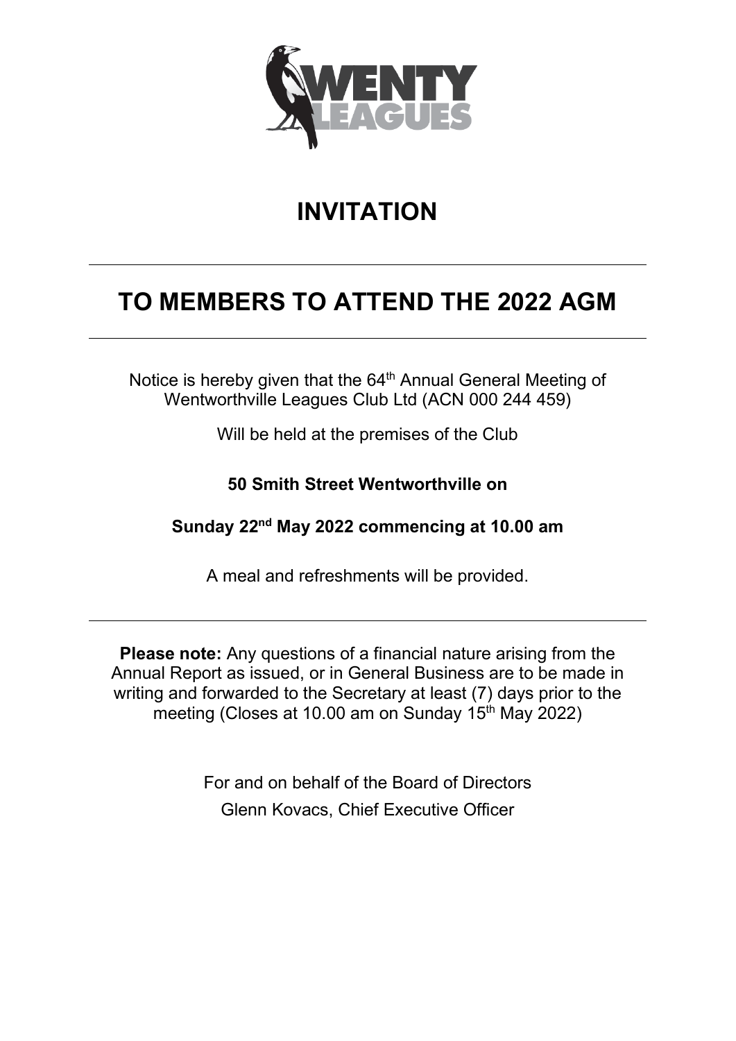# INVITATION

## TO MEMBERS TO ATTEND THE 2022 AGM

Notice is hereby given that the 64th Annual General Meeting of Wentworthville Leagues Club Ltd (ACN 000 244 459)

Will be held at the premises of the Club

**50 Smith Street Wentworthville on**

**Sunday 22nd May 2022 commencing at 10.00 am**

A meal and refreshments will be provided.

**Please note:** Any questions of a financial nature arising from the Annual Report as issued, or in General Business are to be made in writing and forwarded to the Secretary at least (7) days prior to the meeting (Closes at 10.00 am on Sunday 15th May 2022)

For and on behalf of the Board of Directors
Glenn Kovacs, Chief Executive Officer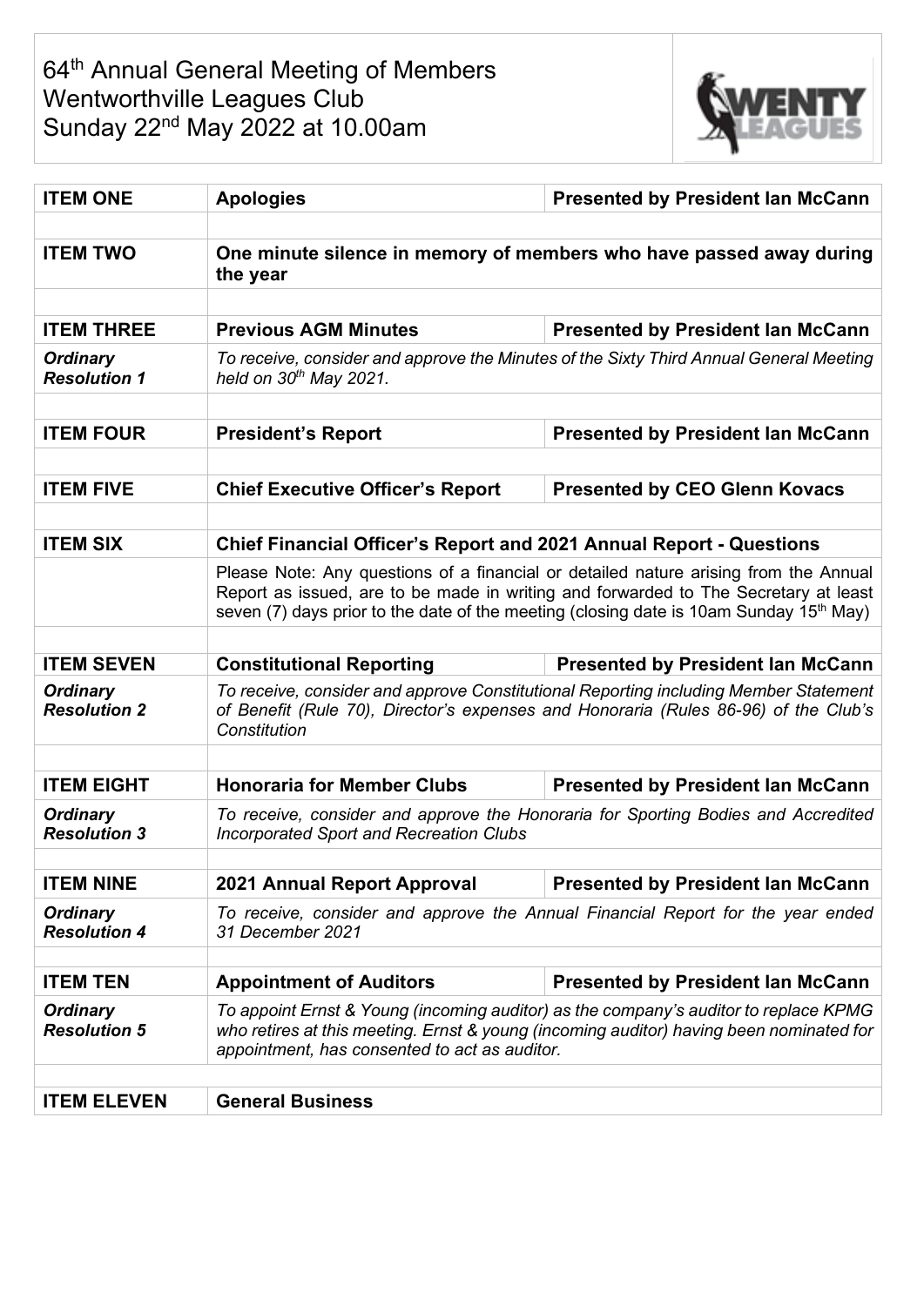# 64th Annual General Meeting of Members
# Wentworthville Leagues Club
# Sunday 22nd May 2022 at 10.00am

| | | |
|---|---|---|
| **ITEM ONE** | **Apologies** | **Presented by President Ian McCann** |
| | | |
| **ITEM TWO** | **One minute silence in memory of members who have passed away during the year** | |
| | | |
| **ITEM THREE** | **Previous AGM Minutes** | **Presented by President Ian McCann** |
| ***Ordinary Resolution 1*** | *To receive, consider and approve the Minutes of the Sixty Third Annual General Meeting held on 30th May 2021.* | |
| | | |
| **ITEM FOUR** | **President's Report** | **Presented by President Ian McCann** |
| | | |
| **ITEM FIVE** | **Chief Executive Officer's Report** | **Presented by CEO Glenn Kovacs** |
| | | |
| **ITEM SIX** | **Chief Financial Officer's Report and 2021 Annual Report - Questions** | |
| | Please Note: Any questions of a financial or detailed nature arising from the Annual Report as issued, are to be made in writing and forwarded to The Secretary at least seven (7) days prior to the date of the meeting (closing date is 10am Sunday 15th May) | |
| | | |
| **ITEM SEVEN** | **Constitutional Reporting** | **Presented by President Ian McCann** |
| ***Ordinary Resolution 2*** | *To receive, consider and approve Constitutional Reporting including Member Statement of Benefit (Rule 70), Director's expenses and Honoraria (Rules 86-96) of the Club's Constitution* | |
| | | |
| **ITEM EIGHT** | **Honoraria for Member Clubs** | **Presented by President Ian McCann** |
| ***Ordinary Resolution 3*** | *To receive, consider and approve the Honoraria for Sporting Bodies and Accredited Incorporated Sport and Recreation Clubs* | |
| | | |
| **ITEM NINE** | **2021 Annual Report Approval** | **Presented by President Ian McCann** |
| ***Ordinary Resolution 4*** | *To receive, consider and approve the Annual Financial Report for the year ended 31 December 2021* | |
| | | |
| **ITEM TEN** | **Appointment of Auditors** | **Presented by President Ian McCann** |
| ***Ordinary Resolution 5*** | *To appoint Ernst & Young (incoming auditor) as the company's auditor to replace KPMG who retires at this meeting. Ernst & young (incoming auditor) having been nominated for appointment, has consented to act as auditor.* | |
| | | |
| **ITEM ELEVEN** | **General Business** | |